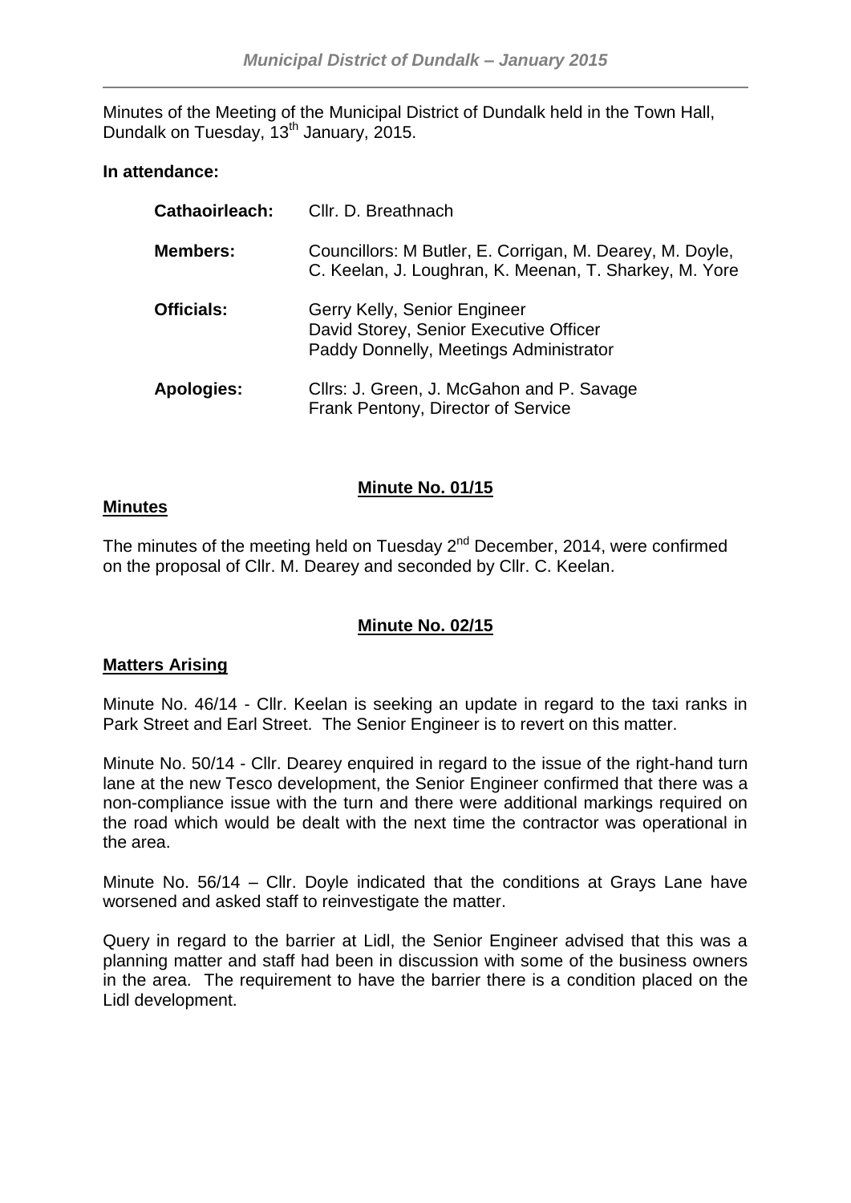Minutes of the Meeting of the Municipal District of Dundalk held in the Town Hall, Dundalk on Tuesday, 13th January, 2015.

**In attendance:**

| | |
|---|---|
| **Cathaoirleach:** | Cllr. D. Breathnach |
| **Members:** | Councillors: M Butler, E. Corrigan, M. Dearey, M. Doyle, C. Keelan, J. Loughran, K. Meenan, T. Sharkey, M. Yore |
| **Officials:** | Gerry Kelly, Senior Engineer<br>David Storey, Senior Executive Officer<br>Paddy Donnelly, Meetings Administrator |
| **Apologies:** | Cllrs: J. Green, J. McGahon and P. Savage<br>Frank Pentony, Director of Service |

## Minute No. 01/15

**Minutes**

The minutes of the meeting held on Tuesday 2nd December, 2014, were confirmed on the proposal of Cllr. M. Dearey and seconded by Cllr. C. Keelan.

## Minute No. 02/15

**Matters Arising**

Minute No. 46/14 - Cllr. Keelan is seeking an update in regard to the taxi ranks in Park Street and Earl Street. The Senior Engineer is to revert on this matter.

Minute No. 50/14 - Cllr. Dearey enquired in regard to the issue of the right-hand turn lane at the new Tesco development, the Senior Engineer confirmed that there was a non-compliance issue with the turn and there were additional markings required on the road which would be dealt with the next time the contractor was operational in the area.

Minute No. 56/14 – Cllr. Doyle indicated that the conditions at Grays Lane have worsened and asked staff to reinvestigate the matter.

Query in regard to the barrier at Lidl, the Senior Engineer advised that this was a planning matter and staff had been in discussion with some of the business owners in the area. The requirement to have the barrier there is a condition placed on the Lidl development.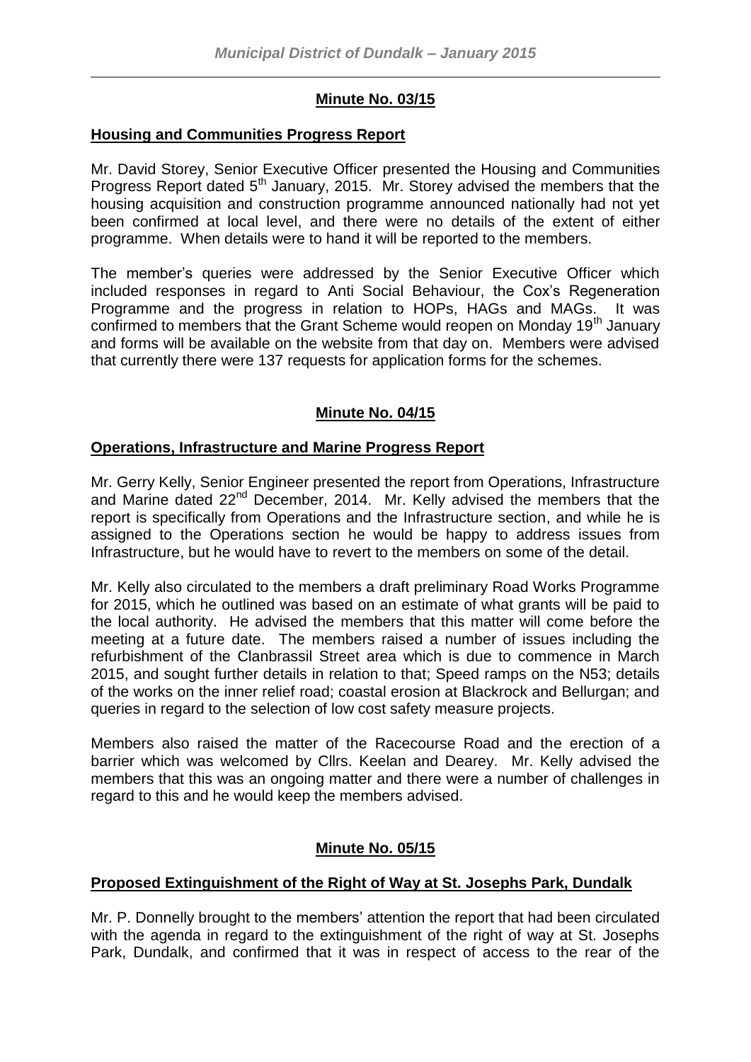## Minute No. 03/15

### Housing and Communities Progress Report

Mr. David Storey, Senior Executive Officer presented the Housing and Communities Progress Report dated 5th January, 2015. Mr. Storey advised the members that the housing acquisition and construction programme announced nationally had not yet been confirmed at local level, and there were no details of the extent of either programme. When details were to hand it will be reported to the members.

The member's queries were addressed by the Senior Executive Officer which included responses in regard to Anti Social Behaviour, the Cox's Regeneration Programme and the progress in relation to HOPs, HAGs and MAGs. It was confirmed to members that the Grant Scheme would reopen on Monday 19th January and forms will be available on the website from that day on. Members were advised that currently there were 137 requests for application forms for the schemes.

## Minute No. 04/15

### Operations, Infrastructure and Marine Progress Report

Mr. Gerry Kelly, Senior Engineer presented the report from Operations, Infrastructure and Marine dated 22nd December, 2014. Mr. Kelly advised the members that the report is specifically from Operations and the Infrastructure section, and while he is assigned to the Operations section he would be happy to address issues from Infrastructure, but he would have to revert to the members on some of the detail.

Mr. Kelly also circulated to the members a draft preliminary Road Works Programme for 2015, which he outlined was based on an estimate of what grants will be paid to the local authority. He advised the members that this matter will come before the meeting at a future date. The members raised a number of issues including the refurbishment of the Clanbrassil Street area which is due to commence in March 2015, and sought further details in relation to that; Speed ramps on the N53; details of the works on the inner relief road; coastal erosion at Blackrock and Bellurgan; and queries in regard to the selection of low cost safety measure projects.

Members also raised the matter of the Racecourse Road and the erection of a barrier which was welcomed by Cllrs. Keelan and Dearey. Mr. Kelly advised the members that this was an ongoing matter and there were a number of challenges in regard to this and he would keep the members advised.

## Minute No. 05/15

### Proposed Extinguishment of the Right of Way at St. Josephs Park, Dundalk

Mr. P. Donnelly brought to the members' attention the report that had been circulated with the agenda in regard to the extinguishment of the right of way at St. Josephs Park, Dundalk, and confirmed that it was in respect of access to the rear of the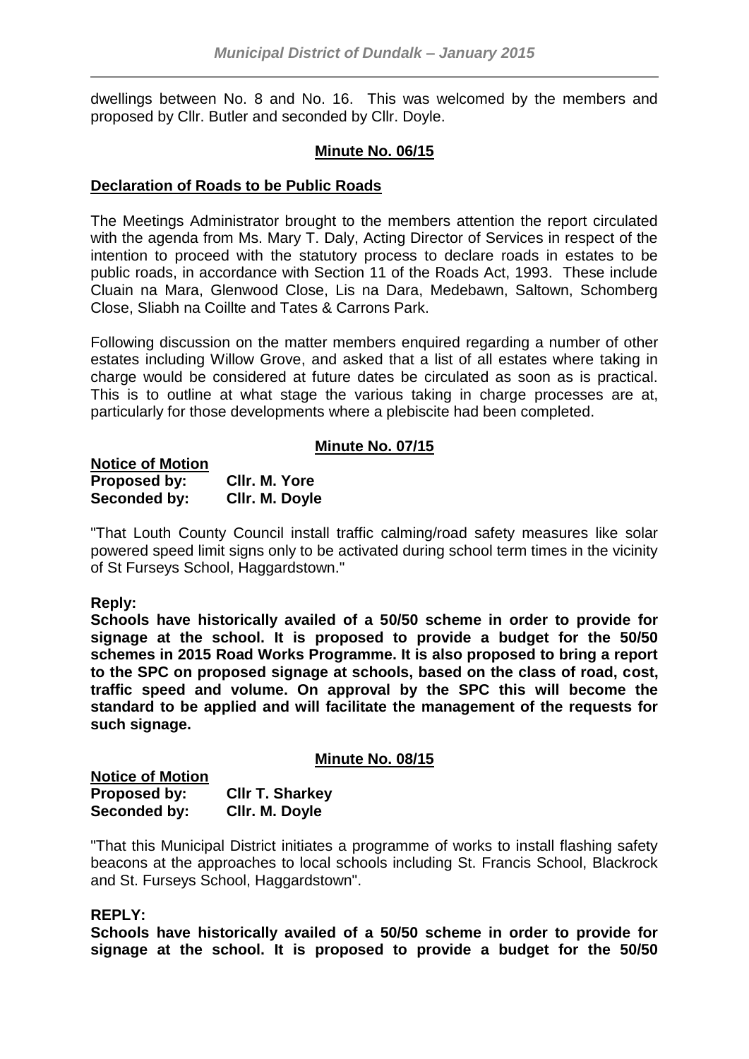dwellings between No. 8 and No. 16. This was welcomed by the members and proposed by Cllr. Butler and seconded by Cllr. Doyle.

**Minute No. 06/15**

**Declaration of Roads to be Public Roads**

The Meetings Administrator brought to the members attention the report circulated with the agenda from Ms. Mary T. Daly, Acting Director of Services in respect of the intention to proceed with the statutory process to declare roads in estates to be public roads, in accordance with Section 11 of the Roads Act, 1993. These include Cluain na Mara, Glenwood Close, Lis na Dara, Medebawn, Saltown, Schomberg Close, Sliabh na Coillte and Tates & Carrons Park.

Following discussion on the matter members enquired regarding a number of other estates including Willow Grove, and asked that a list of all estates where taking in charge would be considered at future dates be circulated as soon as is practical. This is to outline at what stage the various taking in charge processes are at, particularly for those developments where a plebiscite had been completed.

**Minute No. 07/15**

**Notice of Motion**
**Proposed by: Cllr. M. Yore**
**Seconded by: Cllr. M. Doyle**

"That Louth County Council install traffic calming/road safety measures like solar powered speed limit signs only to be activated during school term times in the vicinity of St Furseys School, Haggardstown."

**Reply:**
**Schools have historically availed of a 50/50 scheme in order to provide for signage at the school. It is proposed to provide a budget for the 50/50 schemes in 2015 Road Works Programme. It is also proposed to bring a report to the SPC on proposed signage at schools, based on the class of road, cost, traffic speed and volume. On approval by the SPC this will become the standard to be applied and will facilitate the management of the requests for such signage.**

**Minute No. 08/15**

**Notice of Motion**
**Proposed by: Cllr T. Sharkey**
**Seconded by: Cllr. M. Doyle**

"That this Municipal District initiates a programme of works to install flashing safety beacons at the approaches to local schools including St. Francis School, Blackrock and St. Furseys School, Haggardstown".

**REPLY:**
**Schools have historically availed of a 50/50 scheme in order to provide for signage at the school. It is proposed to provide a budget for the 50/50**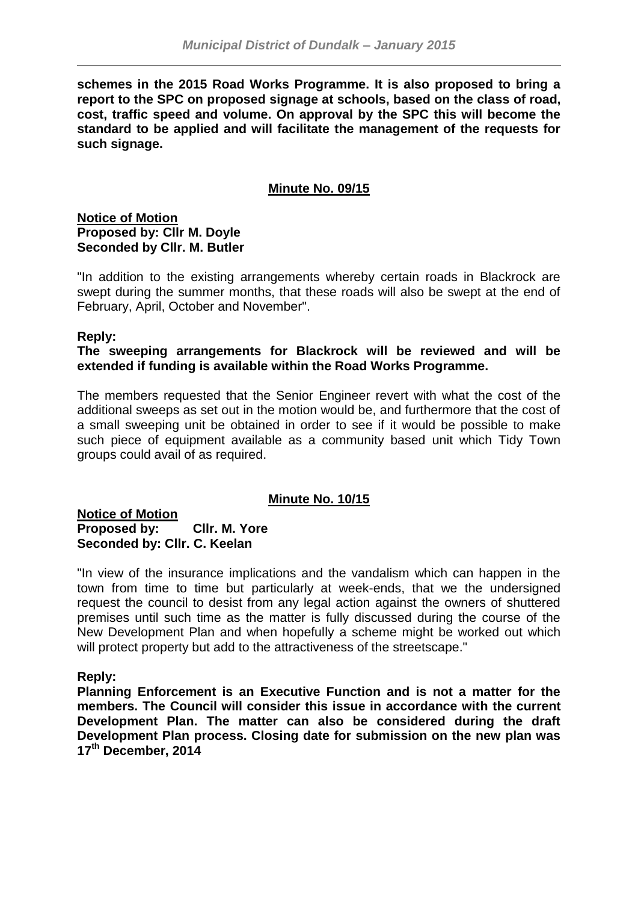**schemes in the 2015 Road Works Programme. It is also proposed to bring a report to the SPC on proposed signage at schools, based on the class of road, cost, traffic speed and volume. On approval by the SPC this will become the standard to be applied and will facilitate the management of the requests for such signage.**

## Minute No. 09/15

**Notice of Motion**
**Proposed by: Cllr M. Doyle**
**Seconded by Cllr. M. Butler**

"In addition to the existing arrangements whereby certain roads in Blackrock are swept during the summer months, that these roads will also be swept at the end of February, April, October and November".

**Reply:**
**The sweeping arrangements for Blackrock will be reviewed and will be extended if funding is available within the Road Works Programme.**

The members requested that the Senior Engineer revert with what the cost of the additional sweeps as set out in the motion would be, and furthermore that the cost of a small sweeping unit be obtained in order to see if it would be possible to make such piece of equipment available as a community based unit which Tidy Town groups could avail of as required.

## Minute No. 10/15

**Notice of Motion**
**Proposed by: Cllr. M. Yore**
**Seconded by: Cllr. C. Keelan**

"In view of the insurance implications and the vandalism which can happen in the town from time to time but particularly at week-ends, that we the undersigned request the council to desist from any legal action against the owners of shuttered premises until such time as the matter is fully discussed during the course of the New Development Plan and when hopefully a scheme might be worked out which will protect property but add to the attractiveness of the streetscape."

**Reply:**
**Planning Enforcement is an Executive Function and is not a matter for the members. The Council will consider this issue in accordance with the current Development Plan. The matter can also be considered during the draft Development Plan process. Closing date for submission on the new plan was 17th December, 2014**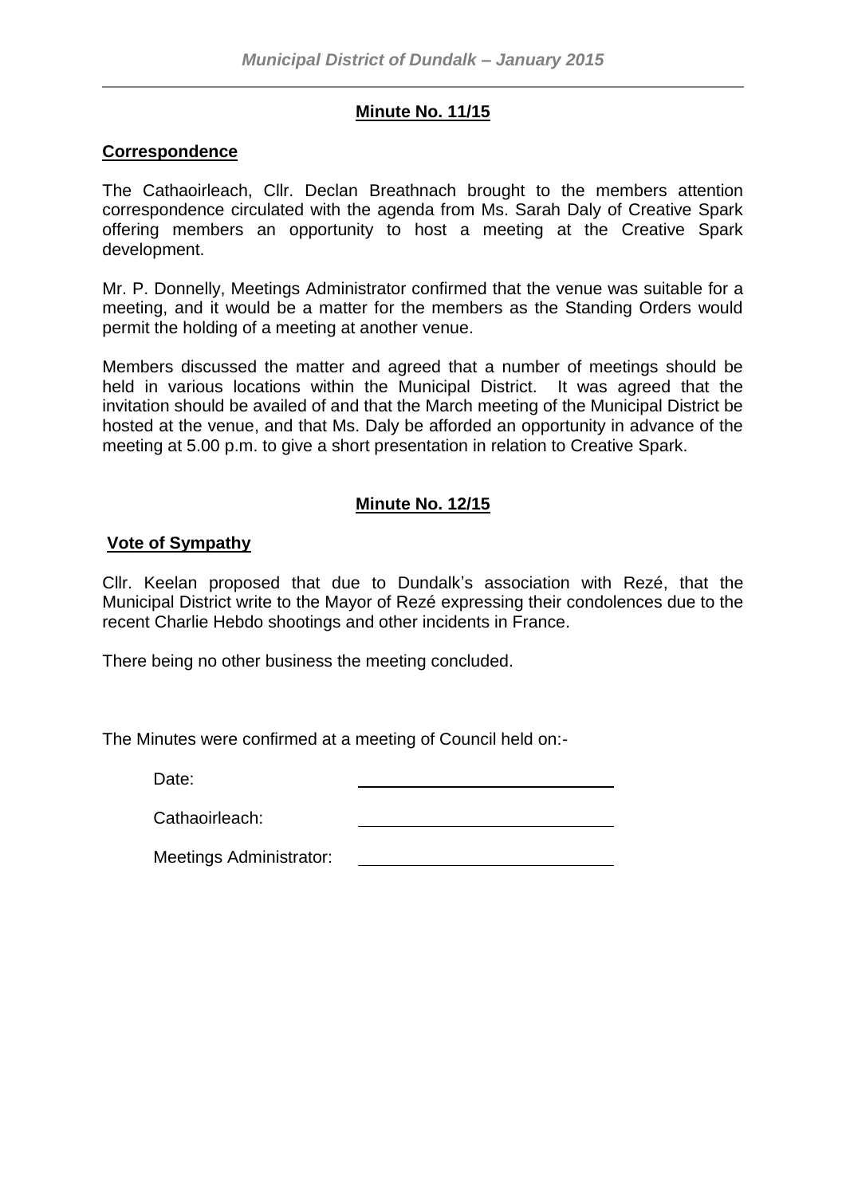**Minute No. 11/15**

**Correspondence**

The Cathaoirleach, Cllr. Declan Breathnach brought to the members attention correspondence circulated with the agenda from Ms. Sarah Daly of Creative Spark offering members an opportunity to host a meeting at the Creative Spark development.

Mr. P. Donnelly, Meetings Administrator confirmed that the venue was suitable for a meeting, and it would be a matter for the members as the Standing Orders would permit the holding of a meeting at another venue.

Members discussed the matter and agreed that a number of meetings should be held in various locations within the Municipal District. It was agreed that the invitation should be availed of and that the March meeting of the Municipal District be hosted at the venue, and that Ms. Daly be afforded an opportunity in advance of the meeting at 5.00 p.m. to give a short presentation in relation to Creative Spark.

**Minute No. 12/15**

**Vote of Sympathy**

Cllr. Keelan proposed that due to Dundalk's association with Rezé, that the Municipal District write to the Mayor of Rezé expressing their condolences due to the recent Charlie Hebdo shootings and other incidents in France.

There being no other business the meeting concluded.

The Minutes were confirmed at a meeting of Council held on:-

Date: \_\_\_\_\_\_\_\_\_\_\_\_\_\_\_\_\_\_\_\_\_\_\_\_\_\_

Cathaoirleach: \_\_\_\_\_\_\_\_\_\_\_\_\_\_\_\_\_\_\_\_\_\_\_\_\_\_

Meetings Administrator: \_\_\_\_\_\_\_\_\_\_\_\_\_\_\_\_\_\_\_\_\_\_\_\_\_\_